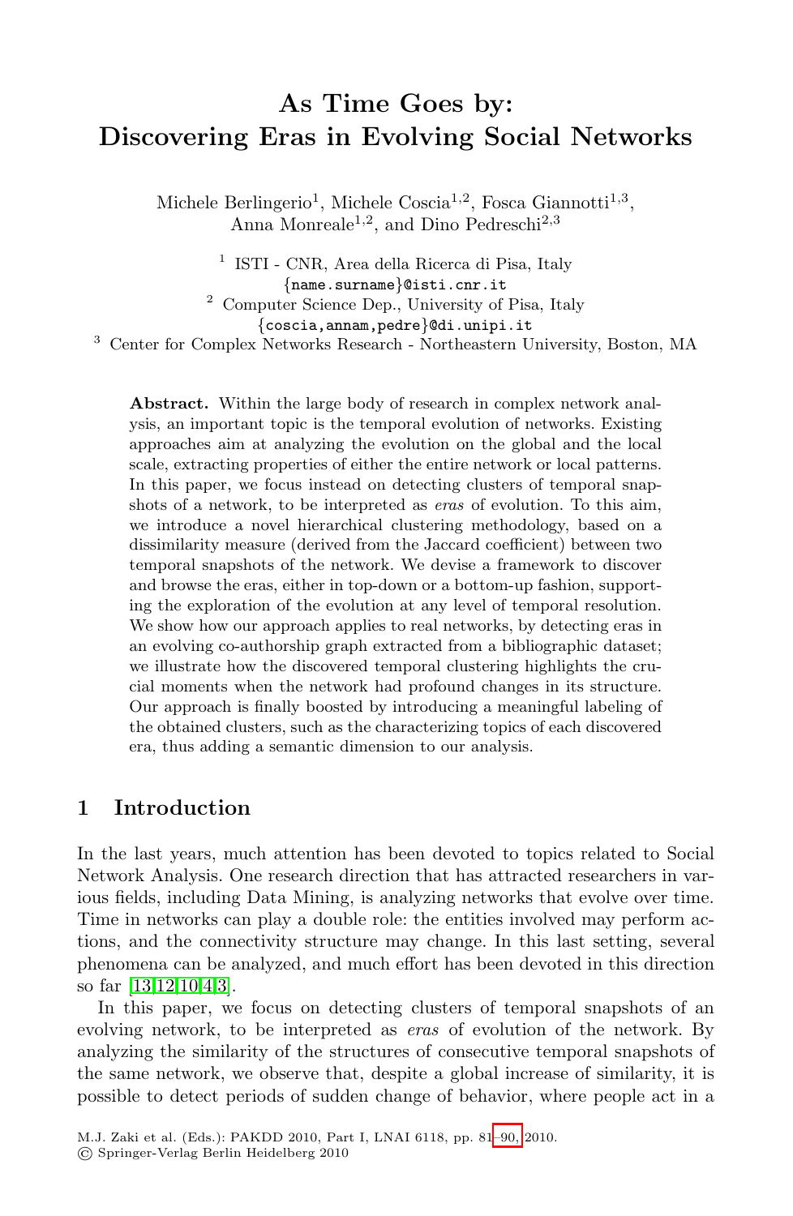# As Time Goes by: Discovering Eras in Evolving Social Networks

Michele Berlingerio[1], Michele Coscia[1,2], Fosca Giannotti[1,3], Anna Monreale[1,2], and Dino Pedreschi[2,3]

[1] ISTI - CNR, Area della Ricerca di Pisa, Italy
{name.surname}@isti.cnr.it

[2] Computer Science Dep., University of Pisa, Italy
{coscia,annam,pedre}@di.unipi.it

[3] Center for Complex Networks Research - Northeastern University, Boston, MA

**Abstract.** Within the large body of research in complex network analysis, an important topic is the temporal evolution of networks. Existing approaches aim at analyzing the evolution on the global and the local scale, extracting properties of either the entire network or local patterns. In this paper, we focus instead on detecting clusters of temporal snapshots of a network, to be interpreted as *eras* of evolution. To this aim, we introduce a novel hierarchical clustering methodology, based on a dissimilarity measure (derived from the Jaccard coefficient) between two temporal snapshots of the network. We devise a framework to discover and browse the eras, either in top-down or a bottom-up fashion, supporting the exploration of the evolution at any level of temporal resolution. We show how our approach applies to real networks, by detecting eras in an evolving co-authorship graph extracted from a bibliographic dataset; we illustrate how the discovered temporal clustering highlights the crucial moments when the network had profound changes in its structure. Our approach is finally boosted by introducing a meaningful labeling of the obtained clusters, such as the characterizing topics of each discovered era, thus adding a semantic dimension to our analysis.

## 1 Introduction

In the last years, much attention has been devoted to topics related to Social Network Analysis. One research direction that has attracted researchers in various fields, including Data Mining, is analyzing networks that evolve over time. Time in networks can play a double role: the entities involved may perform actions, and the connectivity structure may change. In this last setting, several phenomena can be analyzed, and much effort has been devoted in this direction so far [13,12,10,4,3].

In this paper, we focus on detecting clusters of temporal snapshots of an evolving network, to be interpreted as *eras* of evolution of the network. By analyzing the similarity of the structures of consecutive temporal snapshots of the same network, we observe that, despite a global increase of similarity, it is possible to detect periods of sudden change of behavior, where people act in a

M.J. Zaki et al. (Eds.): PAKDD 2010, Part I, LNAI 6118, pp. 81–90, 2010.
© Springer-Verlag Berlin Heidelberg 2010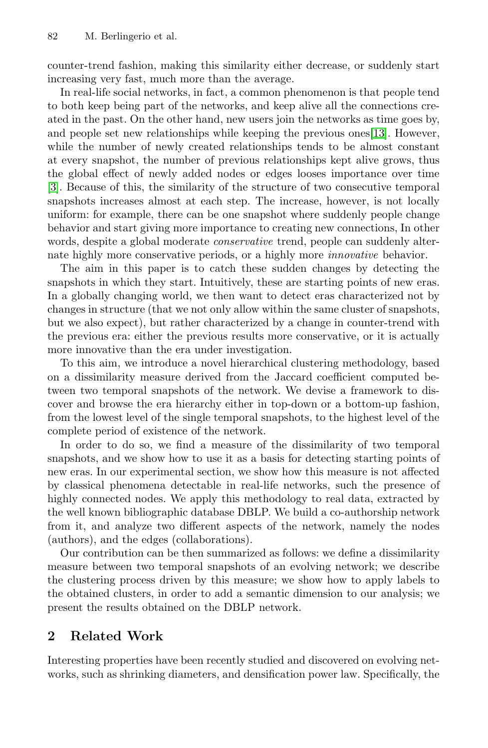counter-trend fashion, making this similarity either decrease, or suddenly start increasing very fast, much more than the average.

In real-life social networks, in fact, a common phenomenon is that people tend to both keep being part of the networks, and keep alive all the connections created in the past. On the other hand, new users join the networks as time goes by, and people set new relationships while keeping the previous ones[13]. However, while the number of newly created relationships tends to be almost constant at every snapshot, the number of previous relationships kept alive grows, thus the global effect of newly added nodes or edges looses importance over time [3]. Because of this, the similarity of the structure of two consecutive temporal snapshots increases almost at each step. The increase, however, is not locally uniform: for example, there can be one snapshot where suddenly people change behavior and start giving more importance to creating new connections, In other words, despite a global moderate *conservative* trend, people can suddenly alternate highly more conservative periods, or a highly more *innovative* behavior.

The aim in this paper is to catch these sudden changes by detecting the snapshots in which they start. Intuitively, these are starting points of new eras. In a globally changing world, we then want to detect eras characterized not by changes in structure (that we not only allow within the same cluster of snapshots, but we also expect), but rather characterized by a change in counter-trend with the previous era: either the previous results more conservative, or it is actually more innovative than the era under investigation.

To this aim, we introduce a novel hierarchical clustering methodology, based on a dissimilarity measure derived from the Jaccard coefficient computed between two temporal snapshots of the network. We devise a framework to discover and browse the era hierarchy either in top-down or a bottom-up fashion, from the lowest level of the single temporal snapshots, to the highest level of the complete period of existence of the network.

In order to do so, we find a measure of the dissimilarity of two temporal snapshots, and we show how to use it as a basis for detecting starting points of new eras. In our experimental section, we show how this measure is not affected by classical phenomena detectable in real-life networks, such the presence of highly connected nodes. We apply this methodology to real data, extracted by the well known bibliographic database DBLP. We build a co-authorship network from it, and analyze two different aspects of the network, namely the nodes (authors), and the edges (collaborations).

Our contribution can be then summarized as follows: we define a dissimilarity measure between two temporal snapshots of an evolving network; we describe the clustering process driven by this measure; we show how to apply labels to the obtained clusters, in order to add a semantic dimension to our analysis; we present the results obtained on the DBLP network.

## 2 Related Work

Interesting properties have been recently studied and discovered on evolving networks, such as shrinking diameters, and densification power law. Specifically, the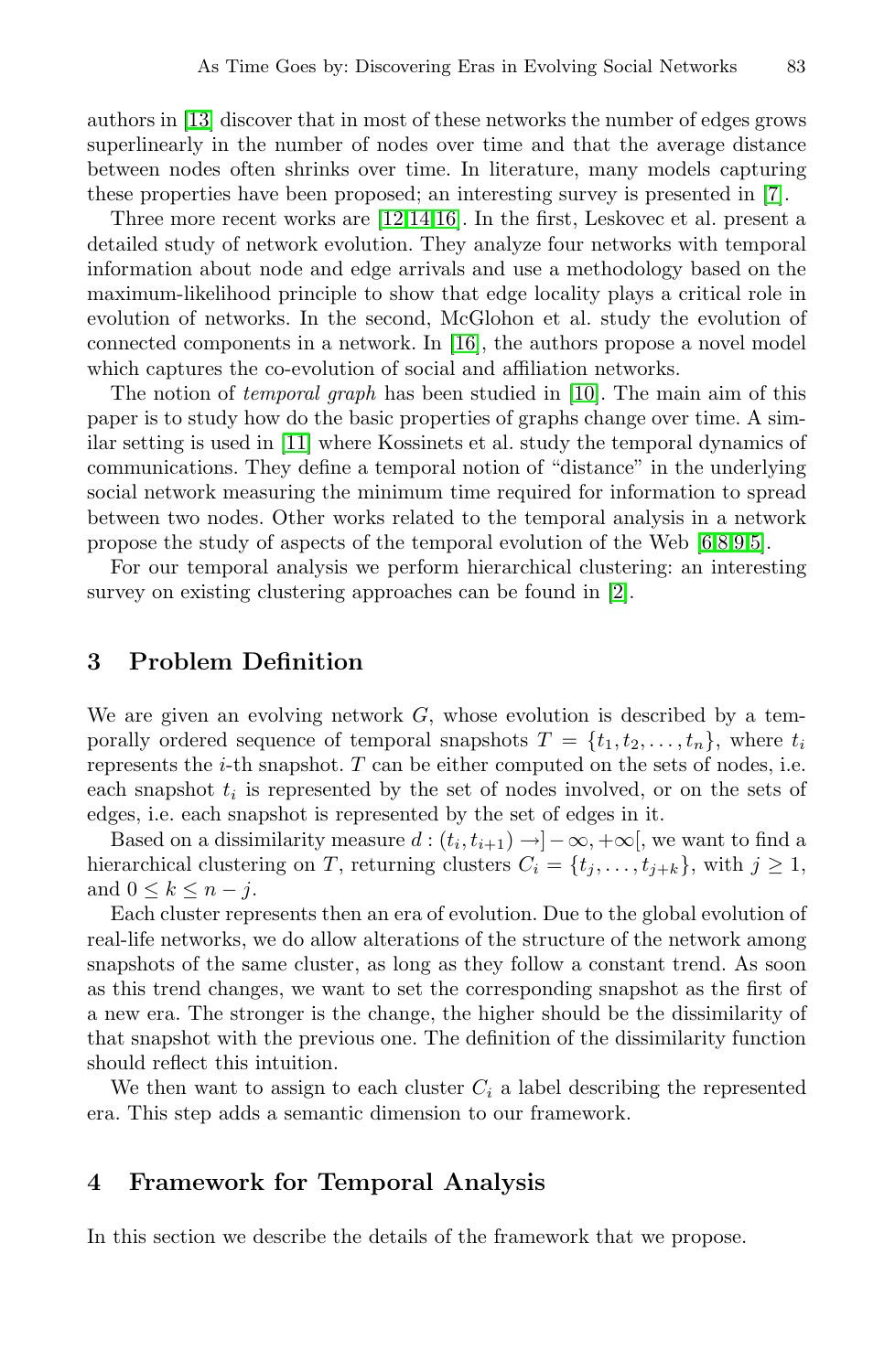authors in [13] discover that in most of these networks the number of edges grows superlinearly in the number of nodes over time and that the average distance between nodes often shrinks over time. In literature, many models capturing these properties have been proposed; an interesting survey is presented in [7].

Three more recent works are [12,14,16]. In the first, Leskovec et al. present a detailed study of network evolution. They analyze four networks with temporal information about node and edge arrivals and use a methodology based on the maximum-likelihood principle to show that edge locality plays a critical role in evolution of networks. In the second, McGlohon et al. study the evolution of connected components in a network. In [16], the authors propose a novel model which captures the co-evolution of social and affiliation networks.

The notion of *temporal graph* has been studied in [10]. The main aim of this paper is to study how do the basic properties of graphs change over time. A similar setting is used in [11] where Kossinets et al. study the temporal dynamics of communications. They define a temporal notion of "distance" in the underlying social network measuring the minimum time required for information to spread between two nodes. Other works related to the temporal analysis in a network propose the study of aspects of the temporal evolution of the Web [6,8,9,5].

For our temporal analysis we perform hierarchical clustering: an interesting survey on existing clustering approaches can be found in [2].

## 3 Problem Definition

We are given an evolving network $G$, whose evolution is described by a temporally ordered sequence of temporal snapshots $T = \{t_1, t_2, \ldots, t_n\}$, where $t_i$ represents the $i$-th snapshot. $T$ can be either computed on the sets of nodes, i.e. each snapshot $t_i$ is represented by the set of nodes involved, or on the sets of edges, i.e. each snapshot is represented by the set of edges in it.

Based on a dissimilarity measure $d : (t_i, t_{i+1}) \rightarrow ]-\infty, +\infty[$, we want to find a hierarchical clustering on $T$, returning clusters $C_i = \{t_j, \ldots, t_{j+k}\}$, with $j \geq 1$, and $0 \leq k \leq n - j$.

Each cluster represents then an era of evolution. Due to the global evolution of real-life networks, we do allow alterations of the structure of the network among snapshots of the same cluster, as long as they follow a constant trend. As soon as this trend changes, we want to set the corresponding snapshot as the first of a new era. The stronger is the change, the higher should be the dissimilarity of that snapshot with the previous one. The definition of the dissimilarity function should reflect this intuition.

We then want to assign to each cluster $C_i$ a label describing the represented era. This step adds a semantic dimension to our framework.

## 4 Framework for Temporal Analysis

In this section we describe the details of the framework that we propose.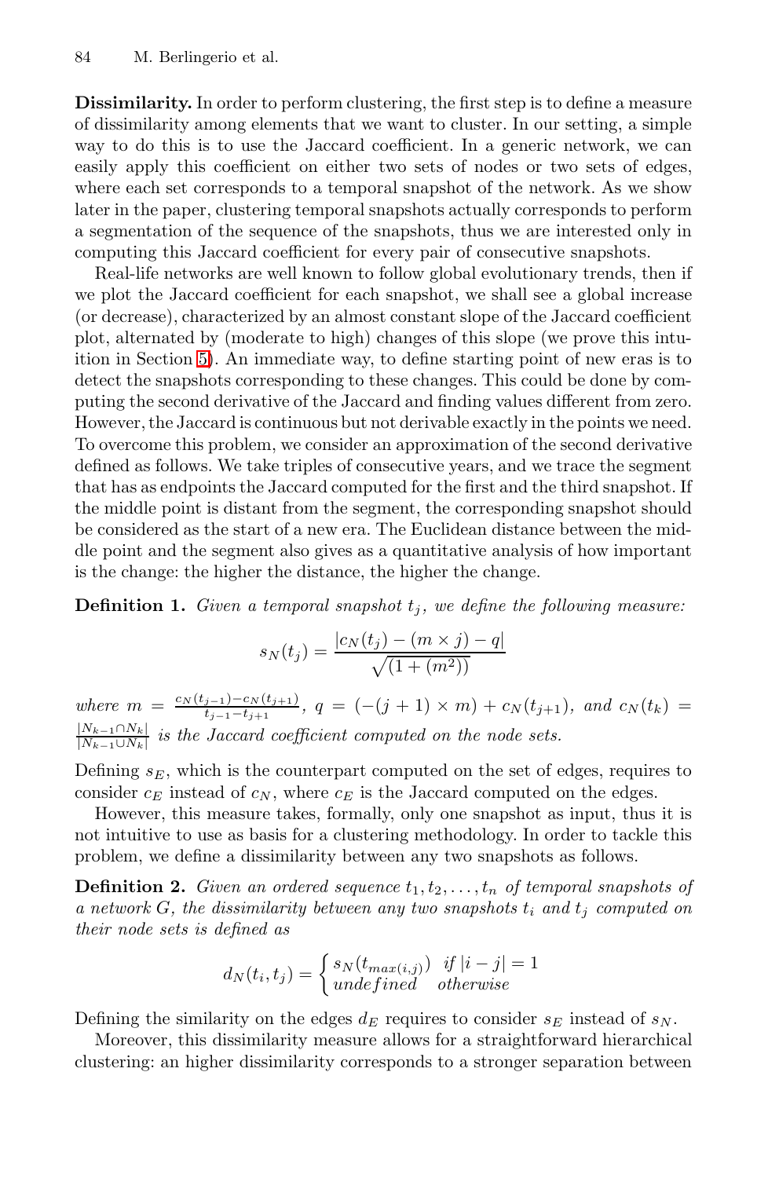**Dissimilarity.** In order to perform clustering, the first step is to define a measure of dissimilarity among elements that we want to cluster. In our setting, a simple way to do this is to use the Jaccard coefficient. In a generic network, we can easily apply this coefficient on either two sets of nodes or two sets of edges, where each set corresponds to a temporal snapshot of the network. As we show later in the paper, clustering temporal snapshots actually corresponds to perform a segmentation of the sequence of the snapshots, thus we are interested only in computing this Jaccard coefficient for every pair of consecutive snapshots.

Real-life networks are well known to follow global evolutionary trends, then if we plot the Jaccard coefficient for each snapshot, we shall see a global increase (or decrease), characterized by an almost constant slope of the Jaccard coefficient plot, alternated by (moderate to high) changes of this slope (we prove this intuition in Section 5). An immediate way, to define starting point of new eras is to detect the snapshots corresponding to these changes. This could be done by computing the second derivative of the Jaccard and finding values different from zero. However, the Jaccard is continuous but not derivable exactly in the points we need. To overcome this problem, we consider an approximation of the second derivative defined as follows. We take triples of consecutive years, and we trace the segment that has as endpoints the Jaccard computed for the first and the third snapshot. If the middle point is distant from the segment, the corresponding snapshot should be considered as the start of a new era. The Euclidean distance between the middle point and the segment also gives as a quantitative analysis of how important is the change: the higher the distance, the higher the change.

**Definition 1.** *Given a temporal snapshot $t_j$, we define the following measure:*

$$s_N(t_j) = \frac{|c_N(t_j) - (m \times j) - q|}{\sqrt{(1 + (m^2))}}$$

*where* $m = \frac{c_N(t_{j-1}) - c_N(t_{j+1})}{t_{j-1} - t_{j+1}}$, $q = (-(j+1) \times m) + c_N(t_{j+1})$, *and* $c_N(t_k) = \frac{|N_{k-1} \cap N_k|}{|N_{k-1} \cup N_k|}$ *is the Jaccard coefficient computed on the node sets.*

Defining $s_E$, which is the counterpart computed on the set of edges, requires to consider $c_E$ instead of $c_N$, where $c_E$ is the Jaccard computed on the edges.

However, this measure takes, formally, only one snapshot as input, thus it is not intuitive to use as basis for a clustering methodology. In order to tackle this problem, we define a dissimilarity between any two snapshots as follows.

**Definition 2.** *Given an ordered sequence $t_1, t_2, \ldots, t_n$ of temporal snapshots of a network $G$, the dissimilarity between any two snapshots $t_i$ and $t_j$ computed on their node sets is defined as*

$$d_N(t_i, t_j) = \begin{cases} s_N(t_{max(i,j)}) & \text{if } |i - j| = 1 \\ undefined & otherwise \end{cases}$$

Defining the similarity on the edges $d_E$ requires to consider $s_E$ instead of $s_N$.

Moreover, this dissimilarity measure allows for a straightforward hierarchical clustering: an higher dissimilarity corresponds to a stronger separation between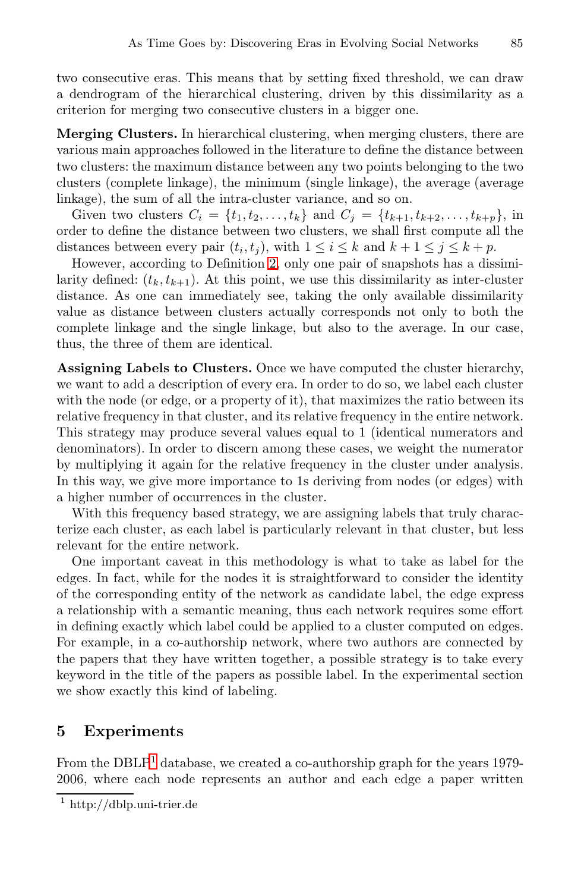two consecutive eras. This means that by setting fixed threshold, we can draw a dendrogram of the hierarchical clustering, driven by this dissimilarity as a criterion for merging two consecutive clusters in a bigger one.

**Merging Clusters.** In hierarchical clustering, when merging clusters, there are various main approaches followed in the literature to define the distance between two clusters: the maximum distance between any two points belonging to the two clusters (complete linkage), the minimum (single linkage), the average (average linkage), the sum of all the intra-cluster variance, and so on.

Given two clusters $C_i = \{t_1, t_2, \dots, t_k\}$ and $C_j = \{t_{k+1}, t_{k+2}, \dots, t_{k+p}\}$, in order to define the distance between two clusters, we shall first compute all the distances between every pair $(t_i, t_j)$, with $1 \leq i \leq k$ and $k + 1 \leq j \leq k + p$.

However, according to Definition 2, only one pair of snapshots has a dissimilarity defined: $(t_k, t_{k+1})$. At this point, we use this dissimilarity as inter-cluster distance. As one can immediately see, taking the only available dissimilarity value as distance between clusters actually corresponds not only to both the complete linkage and the single linkage, but also to the average. In our case, thus, the three of them are identical.

**Assigning Labels to Clusters.** Once we have computed the cluster hierarchy, we want to add a description of every era. In order to do so, we label each cluster with the node (or edge, or a property of it), that maximizes the ratio between its relative frequency in that cluster, and its relative frequency in the entire network. This strategy may produce several values equal to 1 (identical numerators and denominators). In order to discern among these cases, we weight the numerator by multiplying it again for the relative frequency in the cluster under analysis. In this way, we give more importance to 1s deriving from nodes (or edges) with a higher number of occurrences in the cluster.

With this frequency based strategy, we are assigning labels that truly characterize each cluster, as each label is particularly relevant in that cluster, but less relevant for the entire network.

One important caveat in this methodology is what to take as label for the edges. In fact, while for the nodes it is straightforward to consider the identity of the corresponding entity of the network as candidate label, the edge express a relationship with a semantic meaning, thus each network requires some effort in defining exactly which label could be applied to a cluster computed on edges. For example, in a co-authorship network, where two authors are connected by the papers that they have written together, a possible strategy is to take every keyword in the title of the papers as possible label. In the experimental section we show exactly this kind of labeling.

## 5 Experiments

From the DBLP[1] database, we created a co-authorship graph for the years 1979-2006, where each node represents an author and each edge a paper written

[1] http://dblp.uni-trier.de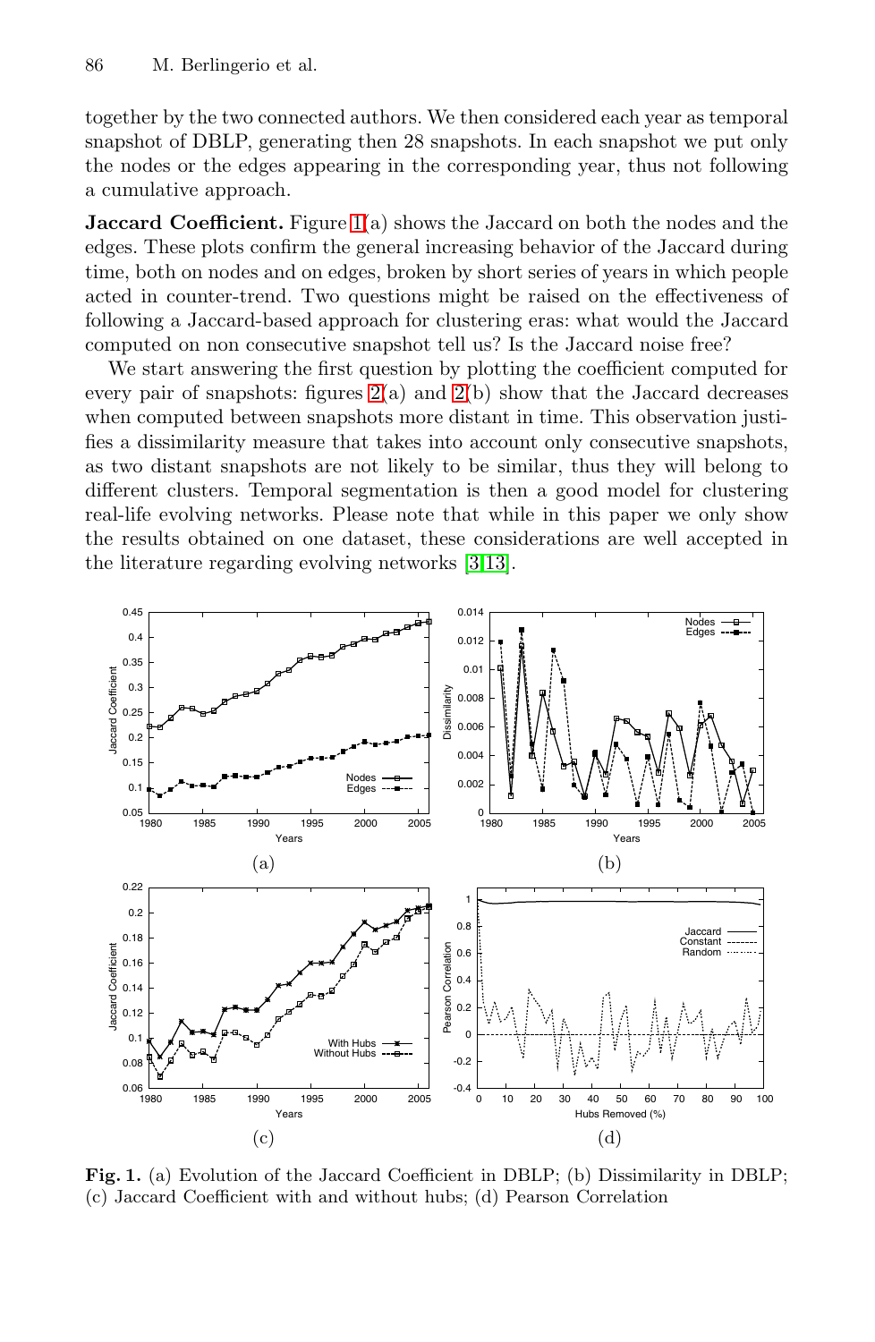together by the two connected authors. We then considered each year as temporal snapshot of DBLP, generating then 28 snapshots. In each snapshot we put only the nodes or the edges appearing in the corresponding year, thus not following a cumulative approach.

**Jaccard Coefficient.** Figure 1(a) shows the Jaccard on both the nodes and the edges. These plots confirm the general increasing behavior of the Jaccard during time, both on nodes and on edges, broken by short series of years in which people acted in counter-trend. Two questions might be raised on the effectiveness of following a Jaccard-based approach for clustering eras: what would the Jaccard computed on non consecutive snapshot tell us? Is the Jaccard noise free?

We start answering the first question by plotting the coefficient computed for every pair of snapshots: figures 2(a) and 2(b) show that the Jaccard decreases when computed between snapshots more distant in time. This observation justifies a dissimilarity measure that takes into account only consecutive snapshots, as two distant snapshots are not likely to be similar, thus they will belong to different clusters. Temporal segmentation is then a good model for clustering real-life evolving networks. Please note that while in this paper we only show the results obtained on one dataset, these considerations are well accepted in the literature regarding evolving networks [3,13].

**Fig. 1.** (a) Evolution of the Jaccard Coefficient in DBLP; (b) Dissimilarity in DBLP; (c) Jaccard Coefficient with and without hubs; (d) Pearson Correlation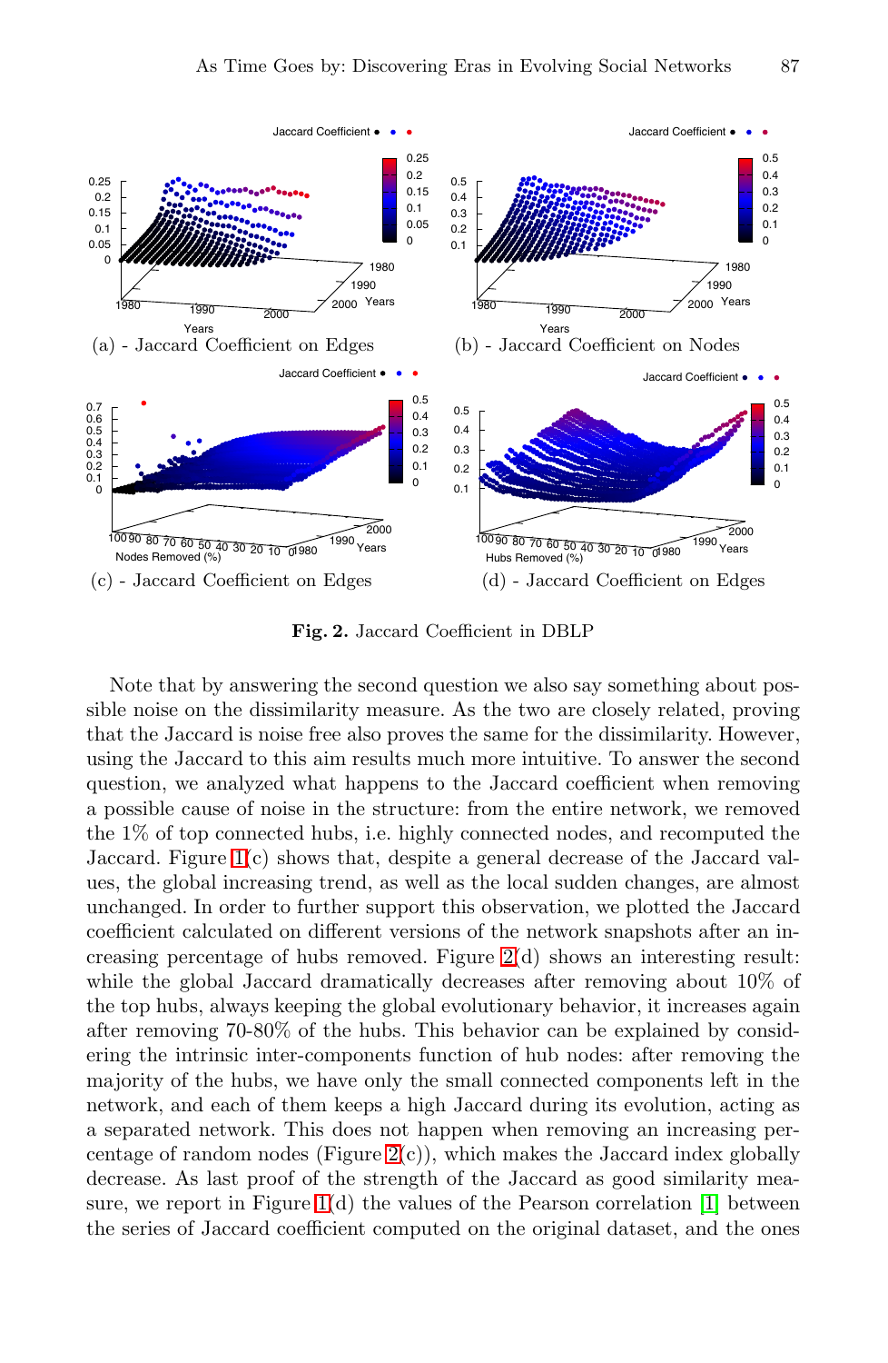(a) - Jaccard Coefficient on Edges

(b) - Jaccard Coefficient on Nodes

(c) - Jaccard Coefficient on Edges

(d) - Jaccard Coefficient on Edges

**Fig. 2.** Jaccard Coefficient in DBLP

Note that by answering the second question we also say something about possible noise on the dissimilarity measure. As the two are closely related, proving that the Jaccard is noise free also proves the same for the dissimilarity. However, using the Jaccard to this aim results much more intuitive. To answer the second question, we analyzed what happens to the Jaccard coefficient when removing a possible cause of noise in the structure: from the entire network, we removed the 1% of top connected hubs, i.e. highly connected nodes, and recomputed the Jaccard. Figure 1(c) shows that, despite a general decrease of the Jaccard values, the global increasing trend, as well as the local sudden changes, are almost unchanged. In order to further support this observation, we plotted the Jaccard coefficient calculated on different versions of the network snapshots after an increasing percentage of hubs removed. Figure 2(d) shows an interesting result: while the global Jaccard dramatically decreases after removing about 10% of the top hubs, always keeping the global evolutionary behavior, it increases again after removing 70-80% of the hubs. This behavior can be explained by considering the intrinsic inter-components function of hub nodes: after removing the majority of the hubs, we have only the small connected components left in the network, and each of them keeps a high Jaccard during its evolution, acting as a separated network. This does not happen when removing an increasing percentage of random nodes (Figure 2(c)), which makes the Jaccard index globally decrease. As last proof of the strength of the Jaccard as good similarity measure, we report in Figure 1(d) the values of the Pearson correlation [1] between the series of Jaccard coefficient computed on the original dataset, and the ones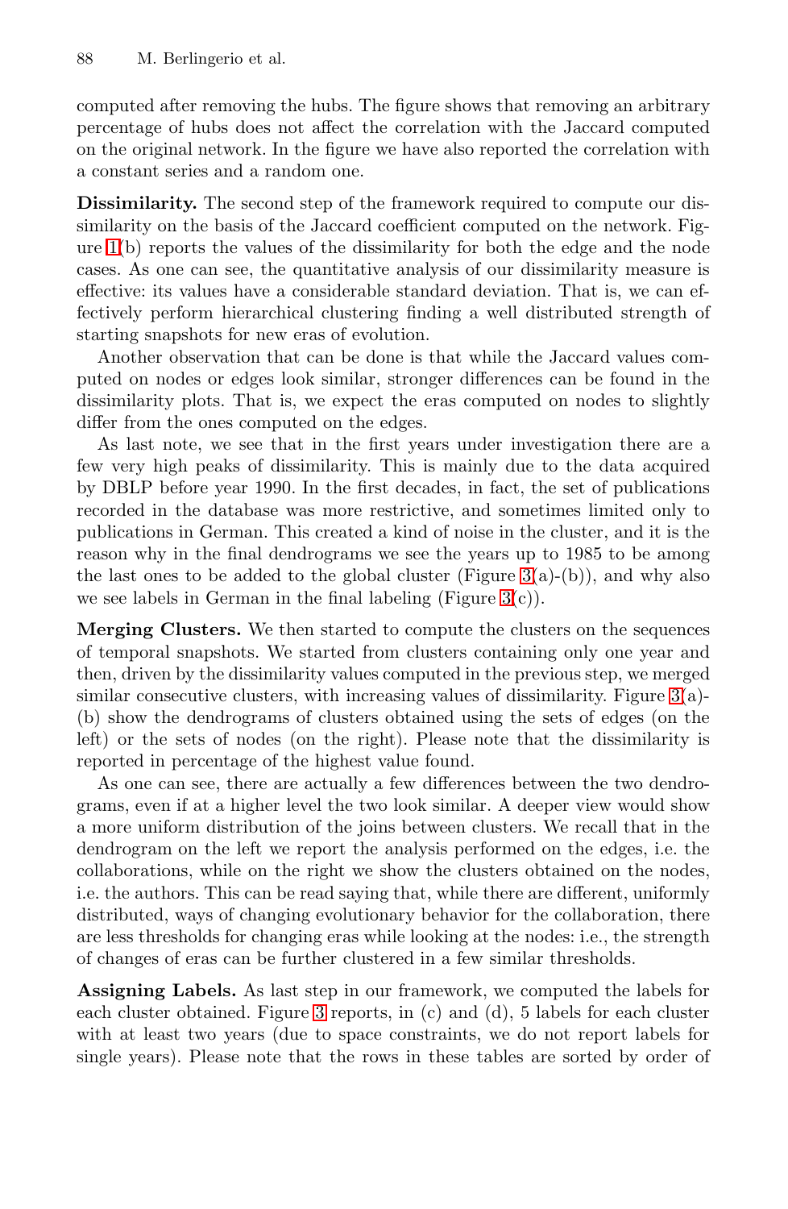computed after removing the hubs. The figure shows that removing an arbitrary percentage of hubs does not affect the correlation with the Jaccard computed on the original network. In the figure we have also reported the correlation with a constant series and a random one.

**Dissimilarity.** The second step of the framework required to compute our dissimilarity on the basis of the Jaccard coefficient computed on the network. Figure 1(b) reports the values of the dissimilarity for both the edge and the node cases. As one can see, the quantitative analysis of our dissimilarity measure is effective: its values have a considerable standard deviation. That is, we can effectively perform hierarchical clustering finding a well distributed strength of starting snapshots for new eras of evolution.

Another observation that can be done is that while the Jaccard values computed on nodes or edges look similar, stronger differences can be found in the dissimilarity plots. That is, we expect the eras computed on nodes to slightly differ from the ones computed on the edges.

As last note, we see that in the first years under investigation there are a few very high peaks of dissimilarity. This is mainly due to the data acquired by DBLP before year 1990. In the first decades, in fact, the set of publications recorded in the database was more restrictive, and sometimes limited only to publications in German. This created a kind of noise in the cluster, and it is the reason why in the final dendrograms we see the years up to 1985 to be among the last ones to be added to the global cluster (Figure 3(a)-(b)), and why also we see labels in German in the final labeling (Figure 3(c)).

**Merging Clusters.** We then started to compute the clusters on the sequences of temporal snapshots. We started from clusters containing only one year and then, driven by the dissimilarity values computed in the previous step, we merged similar consecutive clusters, with increasing values of dissimilarity. Figure 3(a)-(b) show the dendrograms of clusters obtained using the sets of edges (on the left) or the sets of nodes (on the right). Please note that the dissimilarity is reported in percentage of the highest value found.

As one can see, there are actually a few differences between the two dendrograms, even if at a higher level the two look similar. A deeper view would show a more uniform distribution of the joins between clusters. We recall that in the dendrogram on the left we report the analysis performed on the edges, i.e. the collaborations, while on the right we show the clusters obtained on the nodes, i.e. the authors. This can be read saying that, while there are different, uniformly distributed, ways of changing evolutionary behavior for the collaboration, there are less thresholds for changing eras while looking at the nodes: i.e., the strength of changes of eras can be further clustered in a few similar thresholds.

**Assigning Labels.** As last step in our framework, we computed the labels for each cluster obtained. Figure 3 reports, in (c) and (d), 5 labels for each cluster with at least two years (due to space constraints, we do not report labels for single years). Please note that the rows in these tables are sorted by order of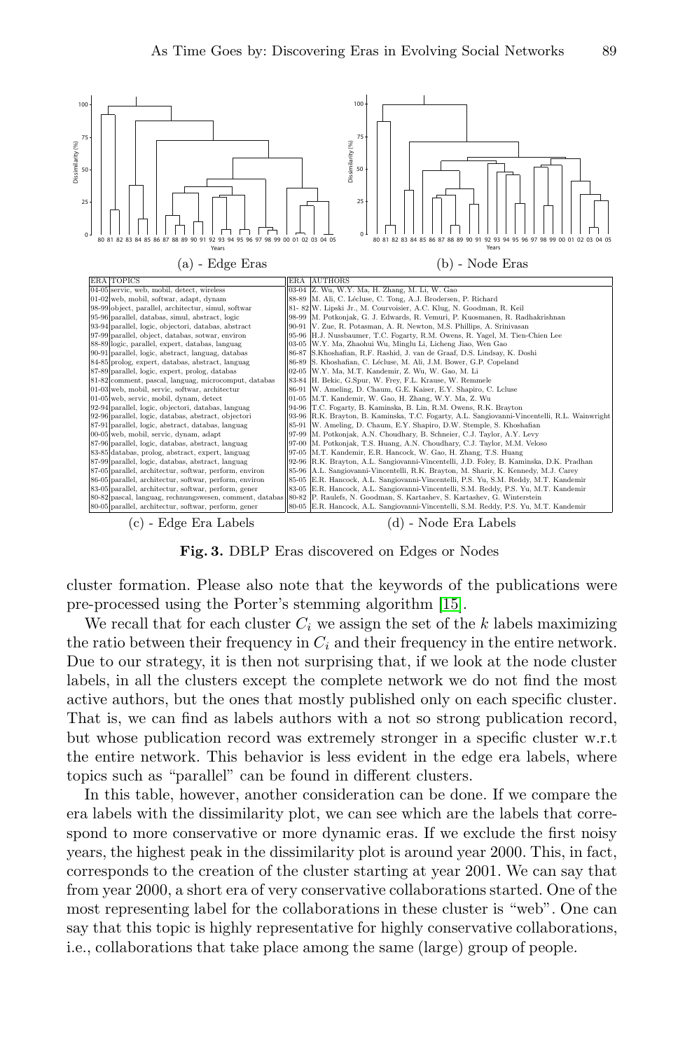(a) - Edge Eras

(b) - Node Eras

| ERA | TOPICS |
|---|---|
| 04-05 | servic, web, mobil, detect, wireless |
| 01-02 | web, mobil, softwar, adapt, dynam |
| 98-99 | object, parallel, architectur, simul, softwar |
| 95-96 | parallel, databas, simul, abstract, logic |
| 93-94 | parallel, logic, objectori, databas, abstract |
| 97-99 | parallel, object, databas, sotwar, environ |
| 88-89 | logic, parallel, expert, databas, languag |
| 90-91 | parallel, logic, abstract, languag, databas |
| 84-85 | prolog, expert, databas, abstract, languag |
| 87-89 | parallel, logic, expert, prolog, databas |
| 81-82 | comment, pascal, languag, microcomput, databas |
| 01-03 | web, mobil, servic, softwar, architectur |
| 01-05 | web, servic, mobil, dynam, detect |
| 92-94 | parallel, logic, objectori, databas, languag |
| 92-96 | parallel, logic, databas, abstract, objectori |
| 87-91 | parallel, logic, abstract, databas, languag |
| 00-05 | web, mobil, servic, dynam, adapt |
| 87-96 | parallel, logic, databas, abstract, languag |
| 83-85 | databas, prolog, abstract, expert, languag |
| 87-99 | parallel, logic, databas, abstract, languag |
| 87-05 | parallel, architectur, softwar, perform, environ |
| 86-05 | parallel, architectur, softwar, perform, environ |
| 83-05 | parallel, architectur, softwar, perform, gener |
| 80-82 | pascal, languag, rechnungswesen, comment, databas |
| 80-05 | parallel, architectur, softwar, perform, gener |

(c) - Edge Era Labels

| ERA | AUTHORS |
|---|---|
| 03-04 | Z. Wu, W.Y. Ma, H. Zhang, M. Li, W. Gao |
| 88-89 | M. Ali, C. Lécluse, C. Tong, A.J. Brodersen, P. Richard |
| 81- 82 | W. Lipski Jr., M. Courvoisier, A.C. Klug, N. Goodman, R. Keil |
| 98-99 | M. Potkonjak, G. J. Edwards, R. Vemuri, P. Kuosmanen, R. Radhakrishnan |
| 90-91 | V. Zue, R. Potasman, A. R. Newton, M.S. Phillips, A. Srinivasan |
| 95-96 | H.J. Nussbaumer, T.C. Fogarty, R.M. Owens, R. Yagel, M. Tien-Chien Lee |
| 03-05 | W.Y. Ma, Zhaohui Wu, Minglu Li, Licheng Jiao, Wen Gao |
| 86-87 | S.Khoshafian, R.F. Rashid, J. van de Graaf, D.S. Lindsay, K. Doshi |
| 86-89 | S. Khoshafian, C. Lécluse, M. Ali, J.M. Bower, G.P. Copeland |
| 02-05 | W.Y. Ma, M.T. Kandemir, Z. Wu, W. Gao, M. Li |
| 83-84 | H. Bekic, G.Spur, W. Frey, F.L. Krause, W. Remmele |
| 86-91 | W. Ameling, D. Chaum, G.E. Kaiser, E.Y. Shapiro, C. Lcluse |
| 01-05 | M.T. Kandemir, W. Gao, H. Zhang, W.Y. Ma, Z. Wu |
| 94-96 | T.C. Fogarty, B. Kaminska, B. Lin, R.M. Owens, R.K. Brayton |
| 93-96 | R.K. Brayton, B. Kaminska, T.C. Fogarty, A.L. Sangiovanni-Vincentelli, R.L. Wainwright |
| 85-91 | W. Ameling, D. Chaum, E.Y. Shapiro, D.W. Stemple, S. Khoshafian |
| 97-99 | M. Potkonjak, A.N. Choudhary, B. Schneier, C.J. Taylor, A.Y. Levy |
| 97-00 | M. Potkonjak, T.S. Huang, A.N. Choudhary, C.J. Taylor, M.M. Veloso |
| 97-05 | M.T. Kandemir, E.R. Hancock, W. Gao, H. Zhang, T.S. Huang |
| 92-96 | R.K. Brayton, A.L. Sangiovanni-Vincentelli, J.D. Foley, B. Kaminska, D.K. Pradhan |
| 85-96 | A.L. Sangiovanni-Vincentelli, R.K. Brayton, M. Sharir, K. Kennedy, M.J. Carey |
| 85-05 | E.R. Hancock, A.L. Sangiovanni-Vincentelli, P.S. Yu, S.M. Reddy, M.T. Kandemir |
| 83-05 | E.R. Hancock, A.L. Sangiovanni-Vincentelli, S.M. Reddy, P.S. Yu, M.T. Kandemir |
| 80-82 | P. Raulefs, N. Goodman, S. Kartashev, S. Kartashev, G. Winterstein |
| 80-05 | E.R. Hancock, A.L. Sangiovanni-Vincentelli, S.M. Reddy, P.S. Yu, M.T. Kandemir |

(d) - Node Era Labels

**Fig. 3.** DBLP Eras discovered on Edges or Nodes

cluster formation. Please also note that the keywords of the publications were pre-processed using the Porter's stemming algorithm [15].

We recall that for each cluster $C_i$ we assign the set of the $k$ labels maximizing the ratio between their frequency in $C_i$ and their frequency in the entire network. Due to our strategy, it is then not surprising that, if we look at the node cluster labels, in all the clusters except the complete network we do not find the most active authors, but the ones that mostly published only on each specific cluster. That is, we can find as labels authors with a not so strong publication record, but whose publication record was extremely stronger in a specific cluster w.r.t the entire network. This behavior is less evident in the edge era labels, where topics such as "parallel" can be found in different clusters.

In this table, however, another consideration can be done. If we compare the era labels with the dissimilarity plot, we can see which are the labels that correspond to more conservative or more dynamic eras. If we exclude the first noisy years, the highest peak in the dissimilarity plot is around year 2000. This, in fact, corresponds to the creation of the cluster starting at year 2001. We can say that from year 2000, a short era of very conservative collaborations started. One of the most representing label for the collaborations in these cluster is "web". One can say that this topic is highly representative for highly conservative collaborations, i.e., collaborations that take place among the same (large) group of people.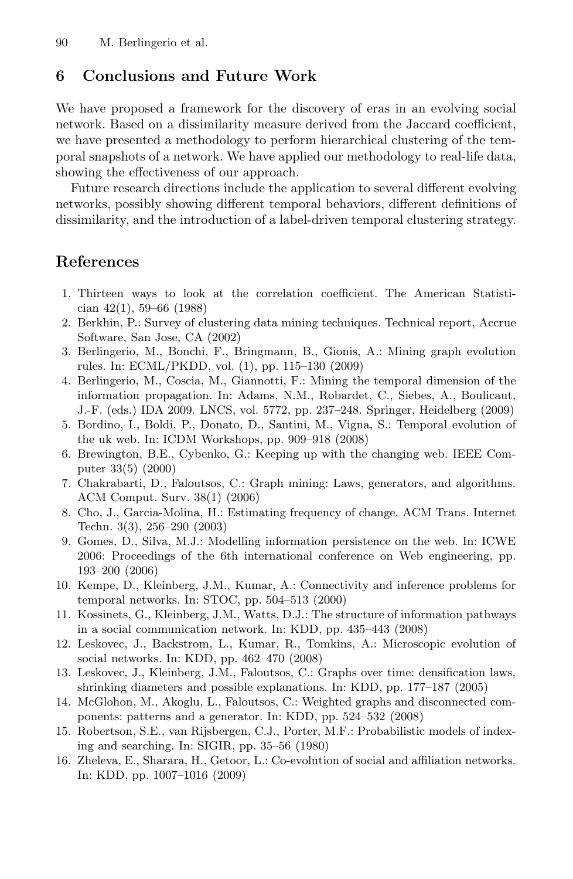## 6 Conclusions and Future Work

We have proposed a framework for the discovery of eras in an evolving social network. Based on a dissimilarity measure derived from the Jaccard coefficient, we have presented a methodology to perform hierarchical clustering of the temporal snapshots of a network. We have applied our methodology to real-life data, showing the effectiveness of our approach.

Future research directions include the application to several different evolving networks, possibly showing different temporal behaviors, different definitions of dissimilarity, and the introduction of a label-driven temporal clustering strategy.

## References

1. Thirteen ways to look at the correlation coefficient. The American Statistician 42(1), 59–66 (1988)
2. Berkhin, P.: Survey of clustering data mining techniques. Technical report, Accrue Software, San Jose, CA (2002)
3. Berlingerio, M., Bonchi, F., Bringmann, B., Gionis, A.: Mining graph evolution rules. In: ECML/PKDD, vol. (1), pp. 115–130 (2009)
4. Berlingerio, M., Coscia, M., Giannotti, F.: Mining the temporal dimension of the information propagation. In: Adams, N.M., Robardet, C., Siebes, A., Boulicaut, J.-F. (eds.) IDA 2009. LNCS, vol. 5772, pp. 237–248. Springer, Heidelberg (2009)
5. Bordino, I., Boldi, P., Donato, D., Santini, M., Vigna, S.: Temporal evolution of the uk web. In: ICDM Workshops, pp. 909–918 (2008)
6. Brewington, B.E., Cybenko, G.: Keeping up with the changing web. IEEE Computer 33(5) (2000)
7. Chakrabarti, D., Faloutsos, C.: Graph mining: Laws, generators, and algorithms. ACM Comput. Surv. 38(1) (2006)
8. Cho, J., Garcia-Molina, H.: Estimating frequency of change. ACM Trans. Internet Techn. 3(3), 256–290 (2003)
9. Gomes, D., Silva, M.J.: Modelling information persistence on the web. In: ICWE 2006: Proceedings of the 6th international conference on Web engineering, pp. 193–200 (2006)
10. Kempe, D., Kleinberg, J.M., Kumar, A.: Connectivity and inference problems for temporal networks. In: STOC, pp. 504–513 (2000)
11. Kossinets, G., Kleinberg, J.M., Watts, D.J.: The structure of information pathways in a social communication network. In: KDD, pp. 435–443 (2008)
12. Leskovec, J., Backstrom, L., Kumar, R., Tomkins, A.: Microscopic evolution of social networks. In: KDD, pp. 462–470 (2008)
13. Leskovec, J., Kleinberg, J.M., Faloutsos, C.: Graphs over time: densification laws, shrinking diameters and possible explanations. In: KDD, pp. 177–187 (2005)
14. McGlohon, M., Akoglu, L., Faloutsos, C.: Weighted graphs and disconnected components: patterns and a generator. In: KDD, pp. 524–532 (2008)
15. Robertson, S.E., van Rijsbergen, C.J., Porter, M.F.: Probabilistic models of indexing and searching. In: SIGIR, pp. 35–56 (1980)
16. Zheleva, E., Sharara, H., Getoor, L.: Co-evolution of social and affiliation networks. In: KDD, pp. 1007–1016 (2009)